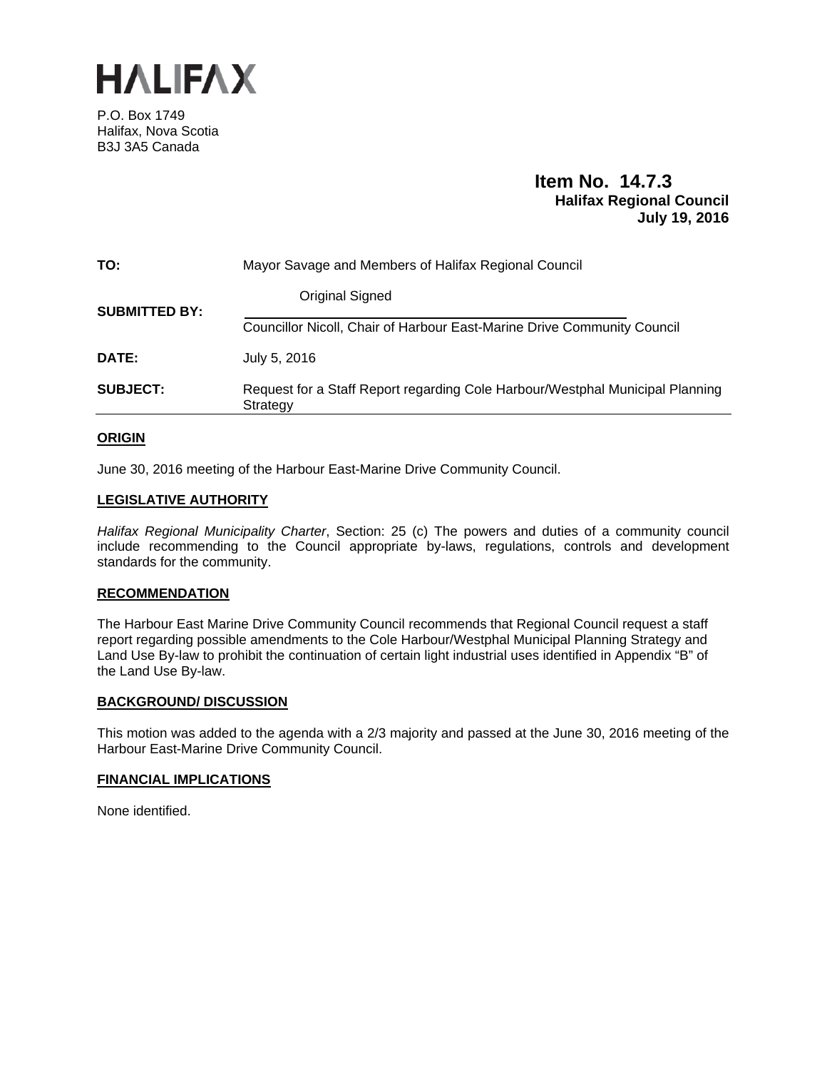# HALIFAX

P.O. Box 1749
Halifax, Nova Scotia
B3J 3A5 Canada

**Item No. 14.7.3**
**Halifax Regional Council**
**July 19, 2016**

| | |
|---|---|
| **TO:** | Mayor Savage and Members of Halifax Regional Council |
| **SUBMITTED BY:** | Original Signed<br>Councillor Nicoll, Chair of Harbour East-Marine Drive Community Council |
| **DATE:** | July 5, 2016 |
| **SUBJECT:** | Request for a Staff Report regarding Cole Harbour/Westphal Municipal Planning Strategy |

## ORIGIN

June 30, 2016 meeting of the Harbour East-Marine Drive Community Council.

## LEGISLATIVE AUTHORITY

*Halifax Regional Municipality Charter*, Section: 25 (c) The powers and duties of a community council include recommending to the Council appropriate by-laws, regulations, controls and development standards for the community.

## RECOMMENDATION

The Harbour East Marine Drive Community Council recommends that Regional Council request a staff report regarding possible amendments to the Cole Harbour/Westphal Municipal Planning Strategy and Land Use By-law to prohibit the continuation of certain light industrial uses identified in Appendix "B" of the Land Use By-law.

## BACKGROUND/ DISCUSSION

This motion was added to the agenda with a 2/3 majority and passed at the June 30, 2016 meeting of the Harbour East-Marine Drive Community Council.

## FINANCIAL IMPLICATIONS

None identified.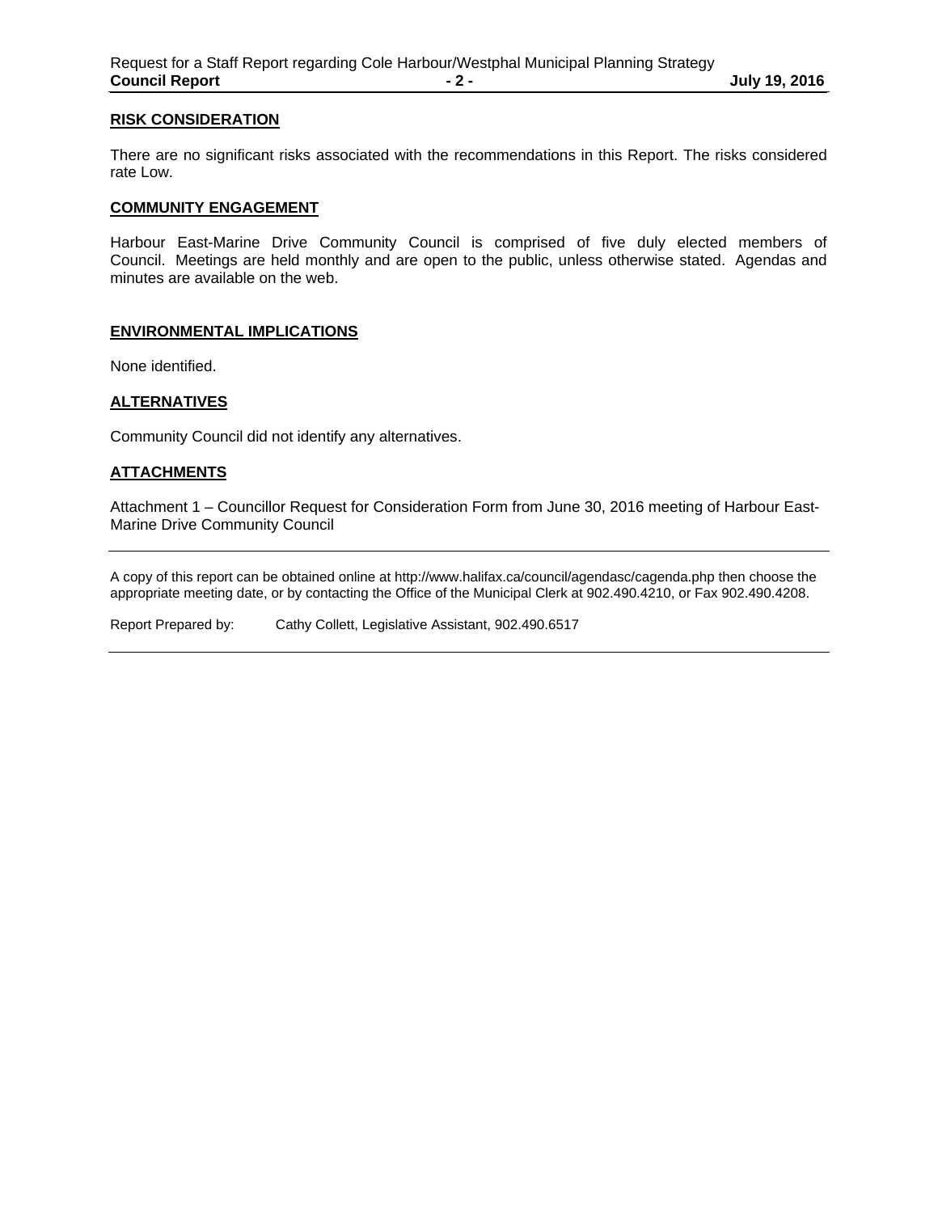## RISK CONSIDERATION

There are no significant risks associated with the recommendations in this Report. The risks considered rate Low.

## COMMUNITY ENGAGEMENT

Harbour East-Marine Drive Community Council is comprised of five duly elected members of Council. Meetings are held monthly and are open to the public, unless otherwise stated. Agendas and minutes are available on the web.

## ENVIRONMENTAL IMPLICATIONS

None identified.

## ALTERNATIVES

Community Council did not identify any alternatives.

## ATTACHMENTS

Attachment 1 – Councillor Request for Consideration Form from June 30, 2016 meeting of Harbour East-Marine Drive Community Council

---

A copy of this report can be obtained online at http://www.halifax.ca/council/agendasc/cagenda.php then choose the appropriate meeting date, or by contacting the Office of the Municipal Clerk at 902.490.4210, or Fax 902.490.4208.

Report Prepared by: Cathy Collett, Legislative Assistant, 902.490.6517

---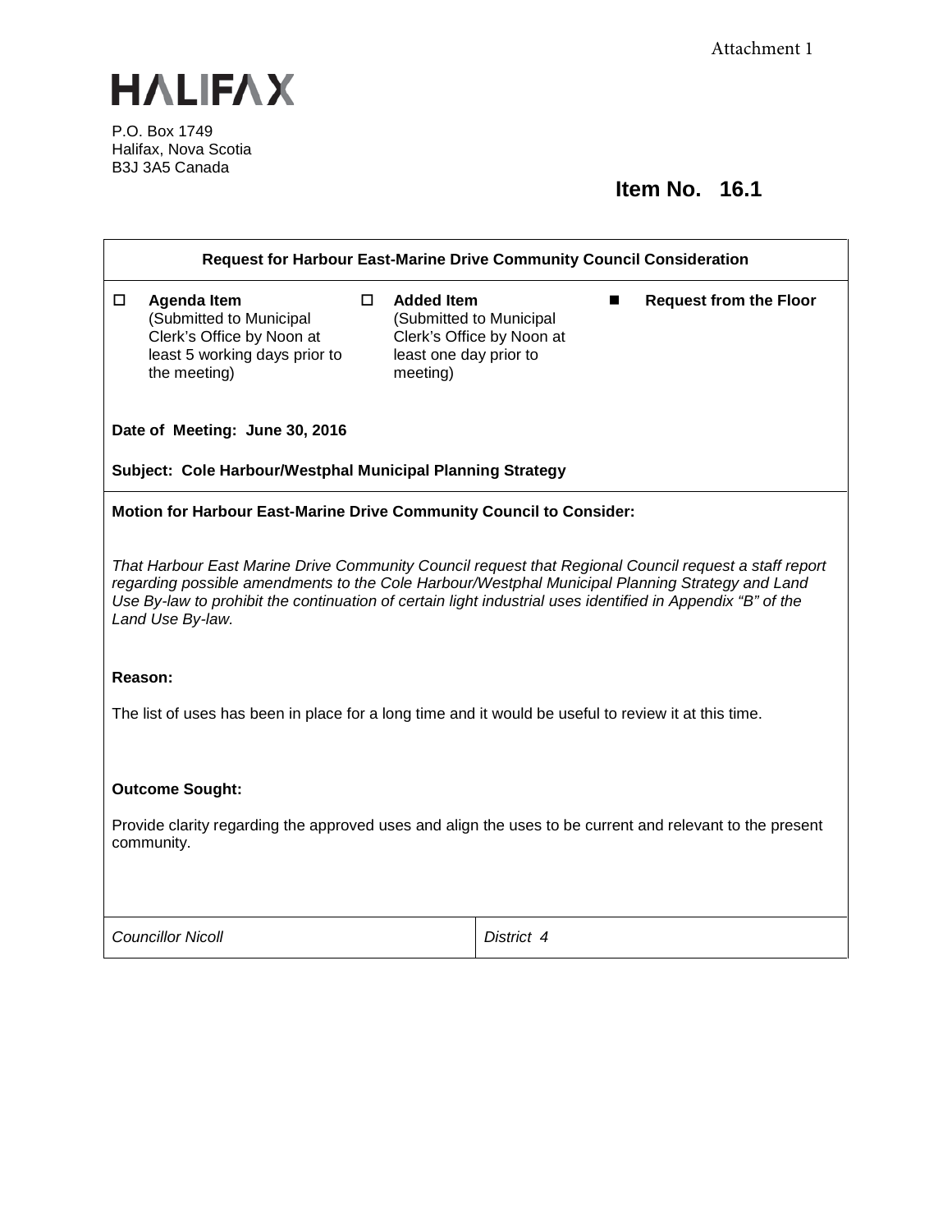Attachment 1

HALIFAX

P.O. Box 1749
Halifax, Nova Scotia
B3J 3A5 Canada

**Item No. 16.1**

**Request for Harbour East-Marine Drive Community Council Consideration**

☐ **Agenda Item** (Submitted to Municipal Clerk's Office by Noon at least 5 working days prior to the meeting)

☐ **Added Item** (Submitted to Municipal Clerk's Office by Noon at least one day prior to meeting)

■ **Request from the Floor**

**Date of Meeting: June 30, 2016**

**Subject: Cole Harbour/Westphal Municipal Planning Strategy**

**Motion for Harbour East-Marine Drive Community Council to Consider:**

*That Harbour East Marine Drive Community Council request that Regional Council request a staff report regarding possible amendments to the Cole Harbour/Westphal Municipal Planning Strategy and Land Use By-law to prohibit the continuation of certain light industrial uses identified in Appendix "B" of the Land Use By-law.*

**Reason:**

The list of uses has been in place for a long time and it would be useful to review it at this time.

**Outcome Sought:**

Provide clarity regarding the approved uses and align the uses to be current and relevant to the present community.

| | |
|---|---|
| *Councillor Nicoll* | *District 4* |